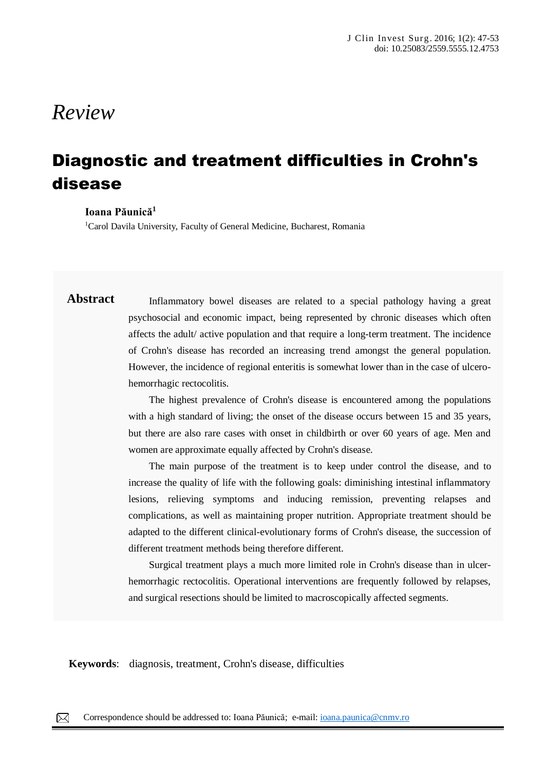*Review*

# Diagnostic and treatment difficulties in Crohn's disease

**Ioana Păunică**[1]

[1]Carol Davila University, Faculty of General Medicine, Bucharest, Romania

## Abstract

Inflammatory bowel diseases are related to a special pathology having a great psychosocial and economic impact, being represented by chronic diseases which often affects the adult/ active population and that require a long-term treatment. The incidence of Crohn's disease has recorded an increasing trend amongst the general population. However, the incidence of regional enteritis is somewhat lower than in the case of ulcero-hemorrhagic rectocolitis.

The highest prevalence of Crohn's disease is encountered among the populations with a high standard of living; the onset of the disease occurs between 15 and 35 years, but there are also rare cases with onset in childbirth or over 60 years of age. Men and women are approximate equally affected by Crohn's disease.

The main purpose of the treatment is to keep under control the disease, and to increase the quality of life with the following goals: diminishing intestinal inflammatory lesions, relieving symptoms and inducing remission, preventing relapses and complications, as well as maintaining proper nutrition. Appropriate treatment should be adapted to the different clinical-evolutionary forms of Crohn's disease, the succession of different treatment methods being therefore different.

Surgical treatment plays a much more limited role in Crohn's disease than in ulcer-hemorrhagic rectocolitis. Operational interventions are frequently followed by relapses, and surgical resections should be limited to macroscopically affected segments.

**Keywords**: diagnosis, treatment, Crohn's disease, difficulties

Correspondence should be addressed to: Ioana Păunică; e-mail: ioana.paunica@cnmv.ro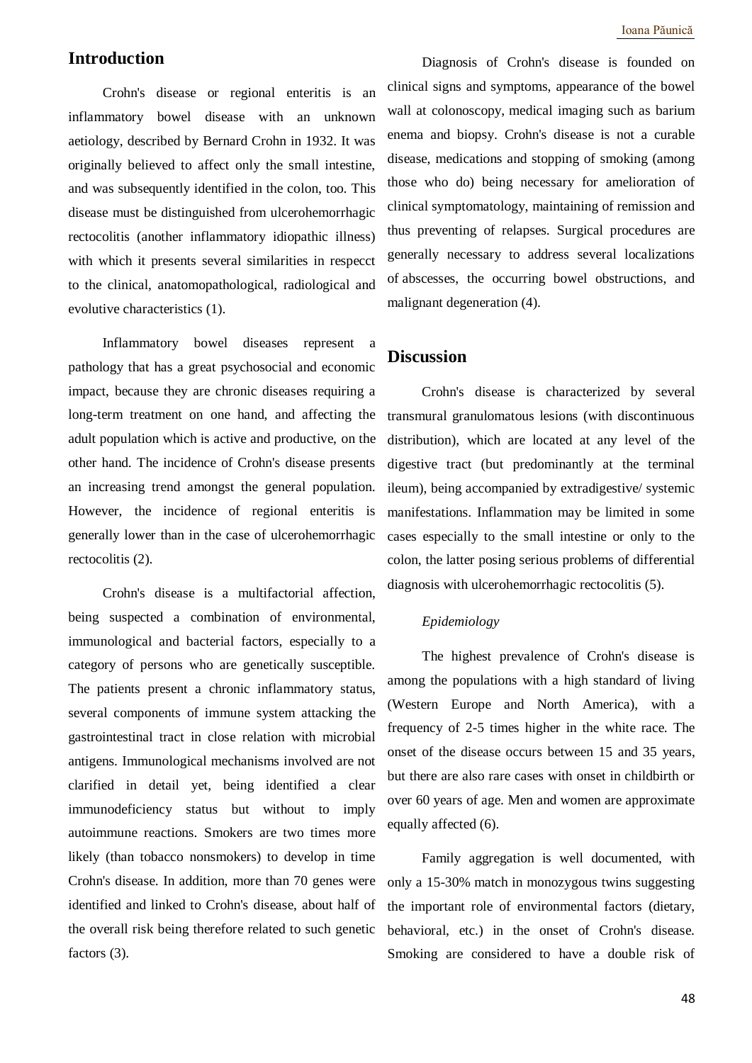## Introduction

Crohn's disease or regional enteritis is an inflammatory bowel disease with an unknown aetiology, described by Bernard Crohn in 1932. It was originally believed to affect only the small intestine, and was subsequently identified in the colon, too. This disease must be distinguished from ulcerohemorrhagic rectocolitis (another inflammatory idiopathic illness) with which it presents several similarities in respecct to the clinical, anatomopathological, radiological and evolutive characteristics (1).

Inflammatory bowel diseases represent a pathology that has a great psychosocial and economic impact, because they are chronic diseases requiring a long-term treatment on one hand, and affecting the adult population which is active and productive, on the other hand. The incidence of Crohn's disease presents an increasing trend amongst the general population. However, the incidence of regional enteritis is generally lower than in the case of ulcerohemorrhagic rectocolitis (2).

Crohn's disease is a multifactorial affection, being suspected a combination of environmental, immunological and bacterial factors, especially to a category of persons who are genetically susceptible. The patients present a chronic inflammatory status, several components of immune system attacking the gastrointestinal tract in close relation with microbial antigens. Immunological mechanisms involved are not clarified in detail yet, being identified a clear immunodeficiency status but without to imply autoimmune reactions. Smokers are two times more likely (than tobacco nonsmokers) to develop in time Crohn's disease. In addition, more than 70 genes were identified and linked to Crohn's disease, about half of the overall risk being therefore related to such genetic factors (3).

Diagnosis of Crohn's disease is founded on clinical signs and symptoms, appearance of the bowel wall at colonoscopy, medical imaging such as barium enema and biopsy. Crohn's disease is not a curable disease, medications and stopping of smoking (among those who do) being necessary for amelioration of clinical symptomatology, maintaining of remission and thus preventing of relapses. Surgical procedures are generally necessary to address several localizations of abscesses, the occurring bowel obstructions, and malignant degeneration (4).

## Discussion

Crohn's disease is characterized by several transmural granulomatous lesions (with discontinuous distribution), which are located at any level of the digestive tract (but predominantly at the terminal ileum), being accompanied by extradigestive/ systemic manifestations. Inflammation may be limited in some cases especially to the small intestine or only to the colon, the latter posing serious problems of differential diagnosis with ulcerohemorrhagic rectocolitis (5).

### *Epidemiology*

The highest prevalence of Crohn's disease is among the populations with a high standard of living (Western Europe and North America), with a frequency of 2-5 times higher in the white race. The onset of the disease occurs between 15 and 35 years, but there are also rare cases with onset in childbirth or over 60 years of age. Men and women are approximate equally affected (6).

Family aggregation is well documented, with only a 15-30% match in monozygous twins suggesting the important role of environmental factors (dietary, behavioral, etc.) in the onset of Crohn's disease. Smoking are considered to have a double risk of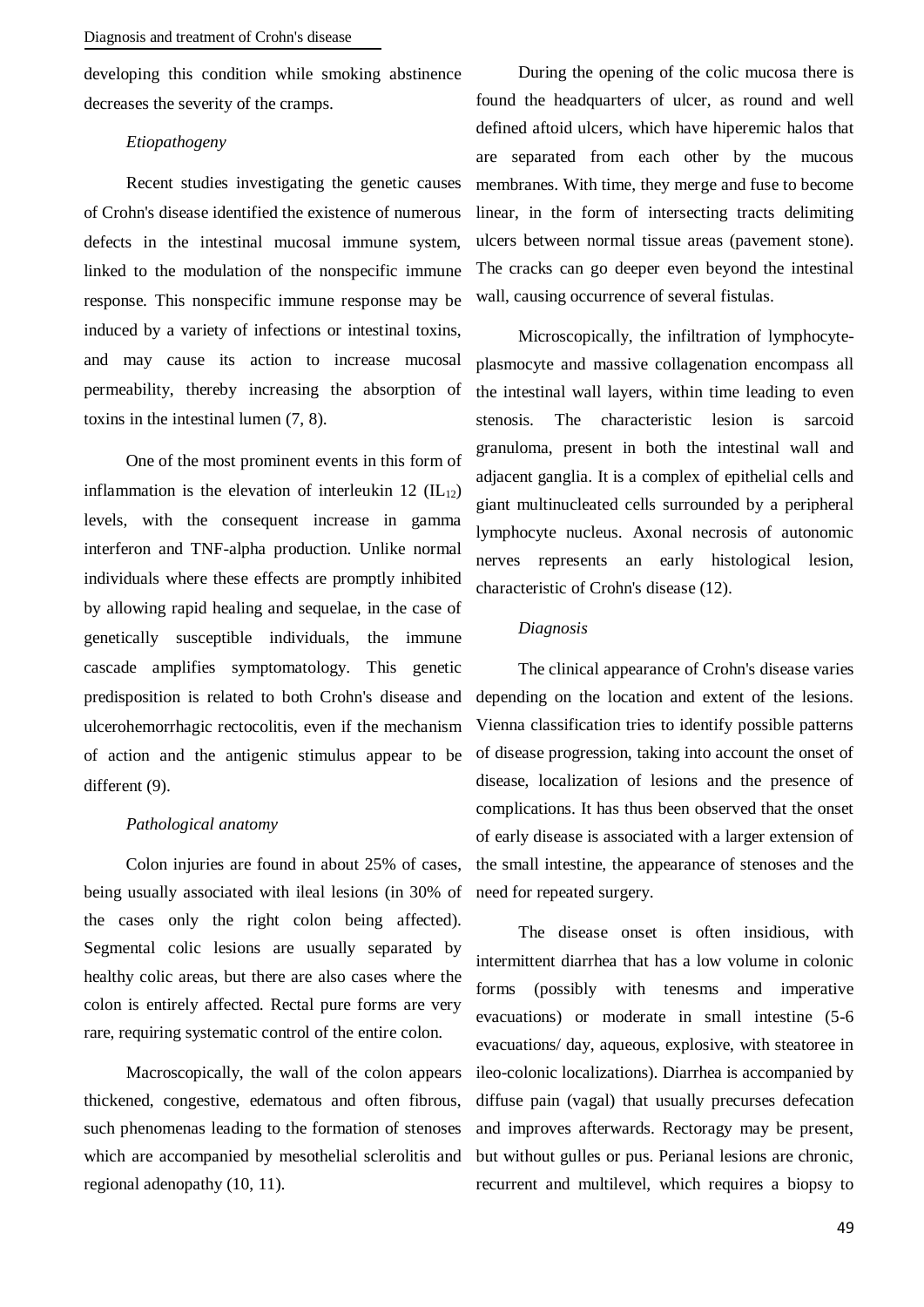developing this condition while smoking abstinence decreases the severity of the cramps.

*Etiopathogeny*

Recent studies investigating the genetic causes of Crohn's disease identified the existence of numerous defects in the intestinal mucosal immune system, linked to the modulation of the nonspecific immune response. This nonspecific immune response may be induced by a variety of infections or intestinal toxins, and may cause its action to increase mucosal permeability, thereby increasing the absorption of toxins in the intestinal lumen (7, 8).

One of the most prominent events in this form of inflammation is the elevation of interleukin 12 ($IL_{12}$) levels, with the consequent increase in gamma interferon and TNF-alpha production. Unlike normal individuals where these effects are promptly inhibited by allowing rapid healing and sequelae, in the case of genetically susceptible individuals, the immune cascade amplifies symptomatology. This genetic predisposition is related to both Crohn's disease and ulcerohemorrhagic rectocolitis, even if the mechanism of action and the antigenic stimulus appear to be different (9).

*Pathological anatomy*

Colon injuries are found in about 25% of cases, being usually associated with ileal lesions (in 30% of the cases only the right colon being affected). Segmental colic lesions are usually separated by healthy colic areas, but there are also cases where the colon is entirely affected. Rectal pure forms are very rare, requiring systematic control of the entire colon.

Macroscopically, the wall of the colon appears thickened, congestive, edematous and often fibrous, such phenomenas leading to the formation of stenoses which are accompanied by mesothelial sclerolitis and regional adenopathy (10, 11).

During the opening of the colic mucosa there is found the headquarters of ulcer, as round and well defined aftoid ulcers, which have hiperemic halos that are separated from each other by the mucous membranes. With time, they merge and fuse to become linear, in the form of intersecting tracts delimiting ulcers between normal tissue areas (pavement stone). The cracks can go deeper even beyond the intestinal wall, causing occurrence of several fistulas.

Microscopically, the infiltration of lymphocyte-plasmocyte and massive collagenation encompass all the intestinal wall layers, within time leading to even stenosis. The characteristic lesion is sarcoid granuloma, present in both the intestinal wall and adjacent ganglia. It is a complex of epithelial cells and giant multinucleated cells surrounded by a peripheral lymphocyte nucleus. Axonal necrosis of autonomic nerves represents an early histological lesion, characteristic of Crohn's disease (12).

*Diagnosis*

The clinical appearance of Crohn's disease varies depending on the location and extent of the lesions. Vienna classification tries to identify possible patterns of disease progression, taking into account the onset of disease, localization of lesions and the presence of complications. It has thus been observed that the onset of early disease is associated with a larger extension of the small intestine, the appearance of stenoses and the need for repeated surgery.

The disease onset is often insidious, with intermittent diarrhea that has a low volume in colonic forms (possibly with tenesms and imperative evacuations) or moderate in small intestine (5-6 evacuations/ day, aqueous, explosive, with steatoree in ileo-colonic localizations). Diarrhea is accompanied by diffuse pain (vagal) that usually precurses defecation and improves afterwards. Rectoragy may be present, but without gulles or pus. Perianal lesions are chronic, recurrent and multilevel, which requires a biopsy to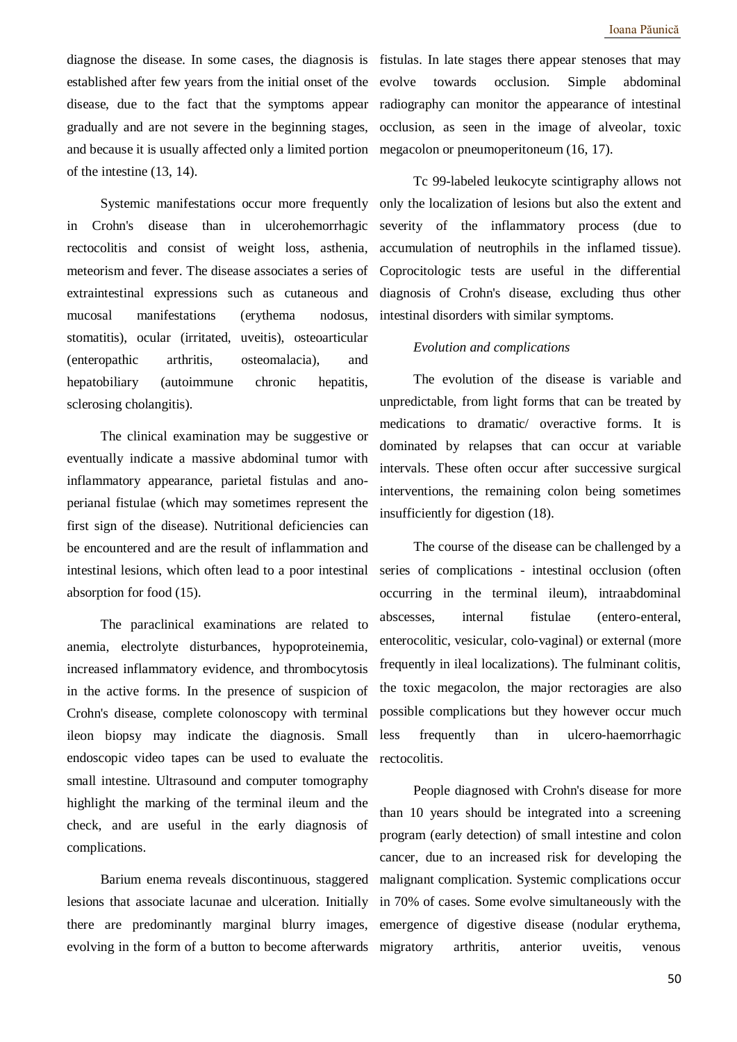diagnose the disease. In some cases, the diagnosis is established after few years from the initial onset of the disease, due to the fact that the symptoms appear gradually and are not severe in the beginning stages, and because it is usually affected only a limited portion of the intestine (13, 14).

Systemic manifestations occur more frequently in Crohn's disease than in ulcerohemorrhagic rectocolitis and consist of weight loss, asthenia, meteorism and fever. The disease associates a series of extraintestinal expressions such as cutaneous and mucosal manifestations (erythema nodosus, stomatitis), ocular (irritated, uveitis), osteoarticular (enteropathic arthritis, osteomalacia), and hepatobiliary (autoimmune chronic hepatitis, sclerosing cholangitis).

The clinical examination may be suggestive or eventually indicate a massive abdominal tumor with inflammatory appearance, parietal fistulas and ano-perianal fistulae (which may sometimes represent the first sign of the disease). Nutritional deficiencies can be encountered and are the result of inflammation and intestinal lesions, which often lead to a poor intestinal absorption for food (15).

The paraclinical examinations are related to anemia, electrolyte disturbances, hypoproteinemia, increased inflammatory evidence, and thrombocytosis in the active forms. In the presence of suspicion of Crohn's disease, complete colonoscopy with terminal ileon biopsy may indicate the diagnosis. Small endoscopic video tapes can be used to evaluate the small intestine. Ultrasound and computer tomography highlight the marking of the terminal ileum and the check, and are useful in the early diagnosis of complications.

Barium enema reveals discontinuous, staggered lesions that associate lacunae and ulceration. Initially there are predominantly marginal blurry images, evolving in the form of a button to become afterwards fistulas. In late stages there appear stenoses that may evolve towards occlusion. Simple abdominal radiography can monitor the appearance of intestinal occlusion, as seen in the image of alveolar, toxic megacolon or pneumoperitoneum (16, 17).

Tc 99-labeled leukocyte scintigraphy allows not only the localization of lesions but also the extent and severity of the inflammatory process (due to accumulation of neutrophils in the inflamed tissue). Coprocitologic tests are useful in the differential diagnosis of Crohn's disease, excluding thus other intestinal disorders with similar symptoms.

*Evolution and complications*

The evolution of the disease is variable and unpredictable, from light forms that can be treated by medications to dramatic/ overactive forms. It is dominated by relapses that can occur at variable intervals. These often occur after successive surgical interventions, the remaining colon being sometimes insufficiently for digestion (18).

The course of the disease can be challenged by a series of complications - intestinal occlusion (often occurring in the terminal ileum), intraabdominal abscesses, internal fistulae (entero-enteral, enterocolitic, vesicular, colo-vaginal) or external (more frequently in ileal localizations). The fulminant colitis, the toxic megacolon, the major rectoragies are also possible complications but they however occur much less frequently than in ulcero-haemorrhagic rectocolitis.

People diagnosed with Crohn's disease for more than 10 years should be integrated into a screening program (early detection) of small intestine and colon cancer, due to an increased risk for developing the malignant complication. Systemic complications occur in 70% of cases. Some evolve simultaneously with the emergence of digestive disease (nodular erythema, migratory arthritis, anterior uveitis, venous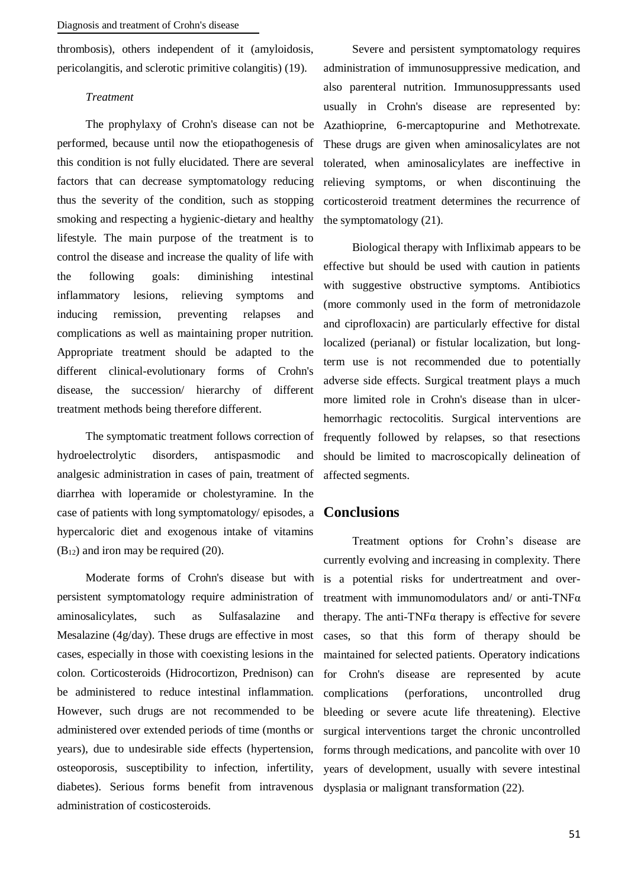thrombosis), others independent of it (amyloidosis, pericolangitis, and sclerotic primitive colangitis) (19).

*Treatment*

The prophylaxy of Crohn's disease can not be performed, because until now the etiopathogenesis of this condition is not fully elucidated. There are several factors that can decrease symptomatology reducing thus the severity of the condition, such as stopping smoking and respecting a hygienic-dietary and healthy lifestyle. The main purpose of the treatment is to control the disease and increase the quality of life with the following goals: diminishing intestinal inflammatory lesions, relieving symptoms and inducing remission, preventing relapses and complications as well as maintaining proper nutrition. Appropriate treatment should be adapted to the different clinical-evolutionary forms of Crohn's disease, the succession/ hierarchy of different treatment methods being therefore different.

The symptomatic treatment follows correction of hydroelectrolytic disorders, antispasmodic and analgesic administration in cases of pain, treatment of diarrhea with loperamide or cholestyramine. In the case of patients with long symptomatology/ episodes, a hypercaloric diet and exogenous intake of vitamins ($B_{12}$) and iron may be required (20).

Moderate forms of Crohn's disease but with persistent symptomatology require administration of aminosalicylates, such as Sulfasalazine and Mesalazine (4g/day). These drugs are effective in most cases, especially in those with coexisting lesions in the colon. Corticosteroids (Hidrocortizon, Prednison) can be administered to reduce intestinal inflammation. However, such drugs are not recommended to be administered over extended periods of time (months or years), due to undesirable side effects (hypertension, osteoporosis, susceptibility to infection, infertility, diabetes). Serious forms benefit from intravenous administration of costicosteroids.

Severe and persistent symptomatology requires administration of immunosuppressive medication, and also parenteral nutrition. Immunosuppressants used usually in Crohn's disease are represented by: Azathioprine, 6-mercaptopurine and Methotrexate. These drugs are given when aminosalicylates are not tolerated, when aminosalicylates are ineffective in relieving symptoms, or when discontinuing the corticosteroid treatment determines the recurrence of the symptomatology (21).

Biological therapy with Infliximab appears to be effective but should be used with caution in patients with suggestive obstructive symptoms. Antibiotics (more commonly used in the form of metronidazole and ciprofloxacin) are particularly effective for distal localized (perianal) or fistular localization, but long-term use is not recommended due to potentially adverse side effects. Surgical treatment plays a much more limited role in Crohn's disease than in ulcer-hemorrhagic rectocolitis. Surgical interventions are frequently followed by relapses, so that resections should be limited to macroscopically delineation of affected segments.

## Conclusions

Treatment options for Crohn's disease are currently evolving and increasing in complexity. There is a potential risks for undertreatment and over-treatment with immunomodulators and/ or anti-TNFα therapy. The anti-TNFα therapy is effective for severe cases, so that this form of therapy should be maintained for selected patients. Operatory indications for Crohn's disease are represented by acute complications (perforations, uncontrolled drug bleeding or severe acute life threatening). Elective surgical interventions target the chronic uncontrolled forms through medications, and pancolite with over 10 years of development, usually with severe intestinal dysplasia or malignant transformation (22).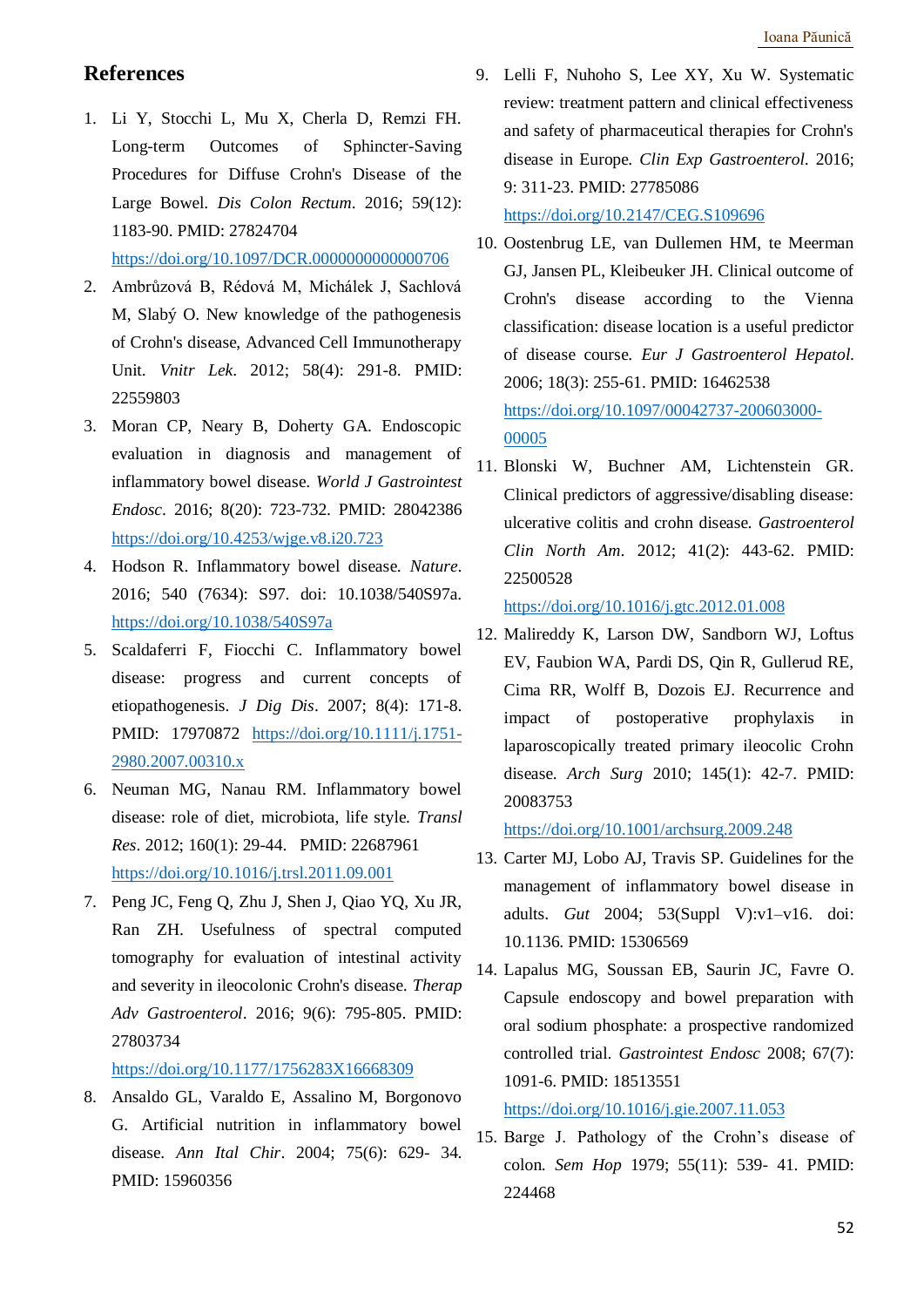## References

1. Li Y, Stocchi L, Mu X, Cherla D, Remzi FH. Long-term Outcomes of Sphincter-Saving Procedures for Diffuse Crohn's Disease of the Large Bowel. *Dis Colon Rectum*. 2016; 59(12): 1183-90. PMID: 27824704 https://doi.org/10.1097/DCR.0000000000000706
2. Ambrůzová B, Rédová M, Michálek J, Sachlová M, Slabý O. New knowledge of the pathogenesis of Crohn's disease, Advanced Cell Immunotherapy Unit. *Vnitr Lek*. 2012; 58(4): 291-8. PMID: 22559803
3. Moran CP, Neary B, Doherty GA. Endoscopic evaluation in diagnosis and management of inflammatory bowel disease. *World J Gastrointest Endosc*. 2016; 8(20): 723-732. PMID: 28042386 https://doi.org/10.4253/wjge.v8.i20.723
4. Hodson R. Inflammatory bowel disease. *Nature*. 2016; 540 (7634): S97. doi: 10.1038/540S97a. https://doi.org/10.1038/540S97a
5. Scaldaferri F, Fiocchi C. Inflammatory bowel disease: progress and current concepts of etiopathogenesis. *J Dig Dis*. 2007; 8(4): 171-8. PMID: 17970872 https://doi.org/10.1111/j.1751-2980.2007.00310.x
6. Neuman MG, Nanau RM. Inflammatory bowel disease: role of diet, microbiota, life style. *Transl Res*. 2012; 160(1): 29-44. PMID: 22687961 https://doi.org/10.1016/j.trsl.2011.09.001
7. Peng JC, Feng Q, Zhu J, Shen J, Qiao YQ, Xu JR, Ran ZH. Usefulness of spectral computed tomography for evaluation of intestinal activity and severity in ileocolonic Crohn's disease. *Therap Adv Gastroenterol*. 2016; 9(6): 795-805. PMID: 27803734 https://doi.org/10.1177/1756283X16668309
8. Ansaldo GL, Varaldo E, Assalino M, Borgonovo G. Artificial nutrition in inflammatory bowel disease. *Ann Ital Chir*. 2004; 75(6): 629- 34. PMID: 15960356
9. Lelli F, Nuhoho S, Lee XY, Xu W. Systematic review: treatment pattern and clinical effectiveness and safety of pharmaceutical therapies for Crohn's disease in Europe. *Clin Exp Gastroenterol*. 2016; 9: 311-23. PMID: 27785086 https://doi.org/10.2147/CEG.S109696
10. Oostenbrug LE, van Dullemen HM, te Meerman GJ, Jansen PL, Kleibeuker JH. Clinical outcome of Crohn's disease according to the Vienna classification: disease location is a useful predictor of disease course. *Eur J Gastroenterol Hepatol*. 2006; 18(3): 255-61. PMID: 16462538 https://doi.org/10.1097/00042737-200603000-00005
11. Blonski W, Buchner AM, Lichtenstein GR. Clinical predictors of aggressive/disabling disease: ulcerative colitis and crohn disease. *Gastroenterol Clin North Am*. 2012; 41(2): 443-62. PMID: 22500528 https://doi.org/10.1016/j.gtc.2012.01.008
12. Malireddy K, Larson DW, Sandborn WJ, Loftus EV, Faubion WA, Pardi DS, Qin R, Gullerud RE, Cima RR, Wolff B, Dozois EJ. Recurrence and impact of postoperative prophylaxis in laparoscopically treated primary ileocolic Crohn disease. *Arch Surg* 2010; 145(1): 42-7. PMID: 20083753 https://doi.org/10.1001/archsurg.2009.248
13. Carter MJ, Lobo AJ, Travis SP. Guidelines for the management of inflammatory bowel disease in adults. *Gut* 2004; 53(Suppl V):v1–v16. doi: 10.1136. PMID: 15306569
14. Lapalus MG, Soussan EB, Saurin JC, Favre O. Capsule endoscopy and bowel preparation with oral sodium phosphate: a prospective randomized controlled trial. *Gastrointest Endosc* 2008; 67(7): 1091-6. PMID: 18513551 https://doi.org/10.1016/j.gie.2007.11.053
15. Barge J. Pathology of the Crohn's disease of colon. *Sem Hop* 1979; 55(11): 539- 41. PMID: 224468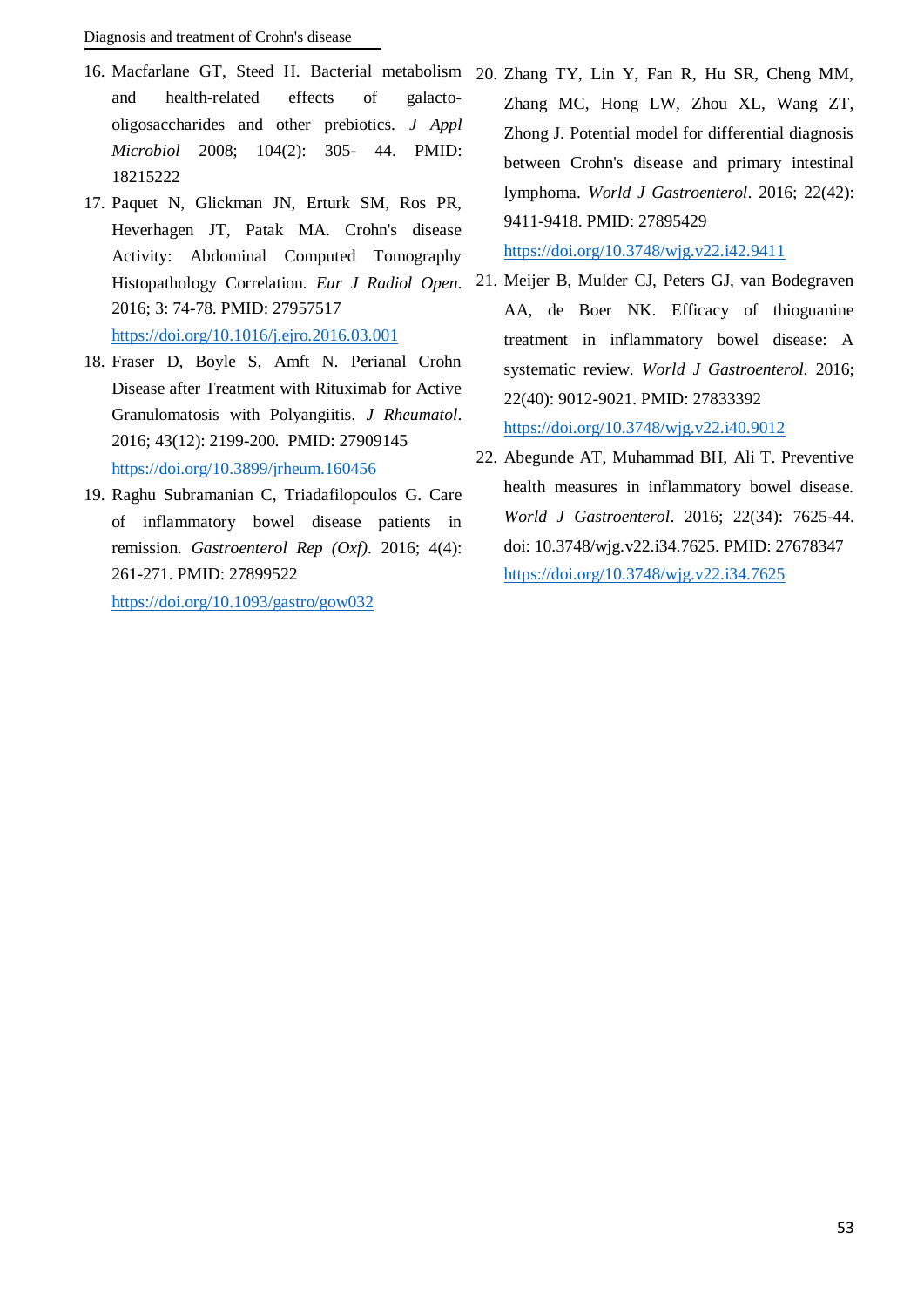16. Macfarlane GT, Steed H. Bacterial metabolism and health-related effects of galacto-oligosaccharides and other prebiotics. *J Appl Microbiol* 2008; 104(2): 305- 44. PMID: 18215222
17. Paquet N, Glickman JN, Erturk SM, Ros PR, Heverhagen JT, Patak MA. Crohn's disease Activity: Abdominal Computed Tomography Histopathology Correlation. *Eur J Radiol Open*. 2016; 3: 74-78. PMID: 27957517 https://doi.org/10.1016/j.ejro.2016.03.001
18. Fraser D, Boyle S, Amft N. Perianal Crohn Disease after Treatment with Rituximab for Active Granulomatosis with Polyangiitis. *J Rheumatol*. 2016; 43(12): 2199-200. PMID: 27909145 https://doi.org/10.3899/jrheum.160456
19. Raghu Subramanian C, Triadafilopoulos G. Care of inflammatory bowel disease patients in remission. *Gastroenterol Rep (Oxf)*. 2016; 4(4): 261-271. PMID: 27899522 https://doi.org/10.1093/gastro/gow032
20. Zhang TY, Lin Y, Fan R, Hu SR, Cheng MM, Zhang MC, Hong LW, Zhou XL, Wang ZT, Zhong J. Potential model for differential diagnosis between Crohn's disease and primary intestinal lymphoma. *World J Gastroenterol*. 2016; 22(42): 9411-9418. PMID: 27895429 https://doi.org/10.3748/wjg.v22.i42.9411
21. Meijer B, Mulder CJ, Peters GJ, van Bodegraven AA, de Boer NK. Efficacy of thioguanine treatment in inflammatory bowel disease: A systematic review. *World J Gastroenterol*. 2016; 22(40): 9012-9021. PMID: 27833392 https://doi.org/10.3748/wjg.v22.i40.9012
22. Abegunde AT, Muhammad BH, Ali T. Preventive health measures in inflammatory bowel disease. *World J Gastroenterol*. 2016; 22(34): 7625-44. doi: 10.3748/wjg.v22.i34.7625. PMID: 27678347 https://doi.org/10.3748/wjg.v22.i34.7625